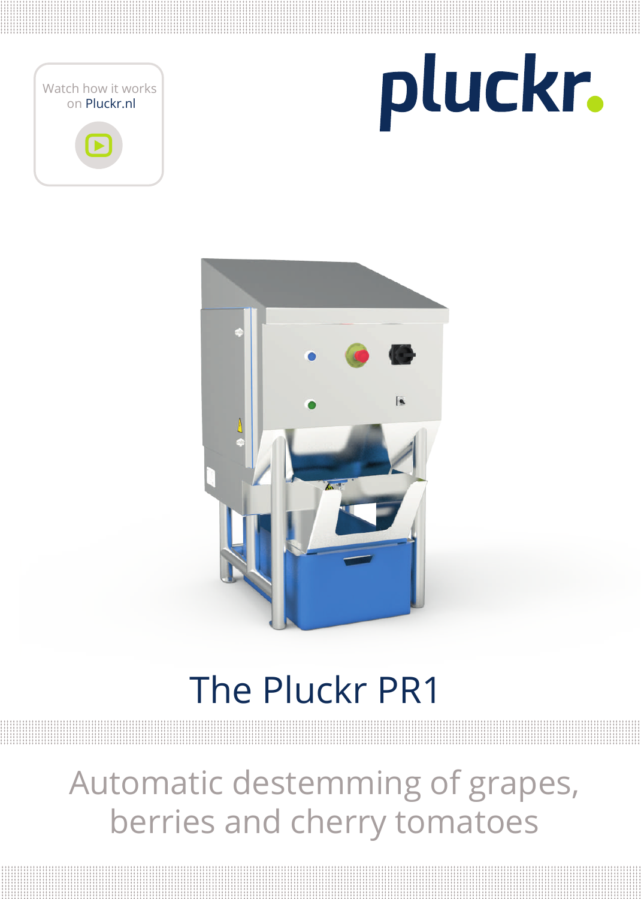Watch how it works on Pluckr.nl

pluckr.

# The Pluckr PR1

## Automatic destemming of grapes, berries and cherry tomatoes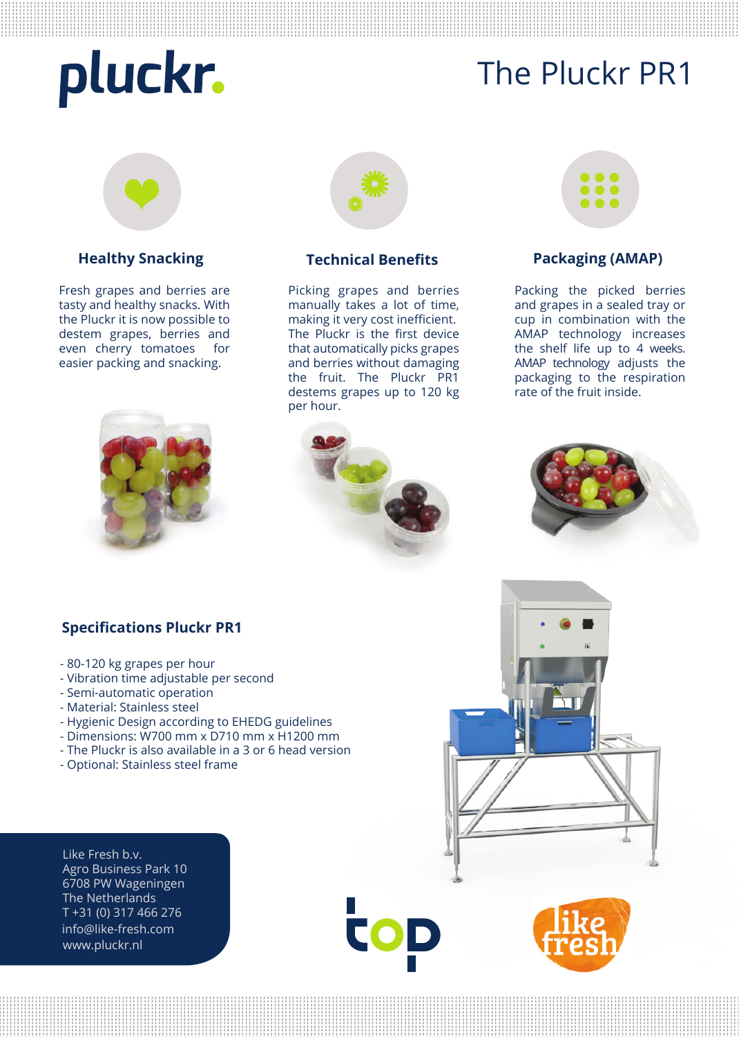pluckr.

# The Pluckr PR1

### Healthy Snacking

Fresh grapes and berries are tasty and healthy snacks. With the Pluckr it is now possible to destem grapes, berries and even cherry tomatoes for easier packing and snacking.

### Technical Benefits

Picking grapes and berries manually takes a lot of time, making it very cost inefficient. The Pluckr is the first device that automatically picks grapes and berries without damaging the fruit. The Pluckr PR1 destems grapes up to 120 kg per hour.

### Packaging (AMAP)

Packing the picked berries and grapes in a sealed tray or cup in combination with the AMAP technology increases the shelf life up to 4 weeks. AMAP technology adjusts the packaging to the respiration rate of the fruit inside.

## Specifications Pluckr PR1

- 80-120 kg grapes per hour
- Vibration time adjustable per second
- Semi-automatic operation
- Material: Stainless steel
- Hygienic Design according to EHEDG guidelines
- Dimensions: W700 mm x D710 mm x H1200 mm
- The Pluckr is also available in a 3 or 6 head version
- Optional: Stainless steel frame

Like Fresh b.v.
Agro Business Park 10
6708 PW Wageningen
The Netherlands
T +31 (0) 317 466 276
info@like-fresh.com
www.pluckr.nl

top

like fresh